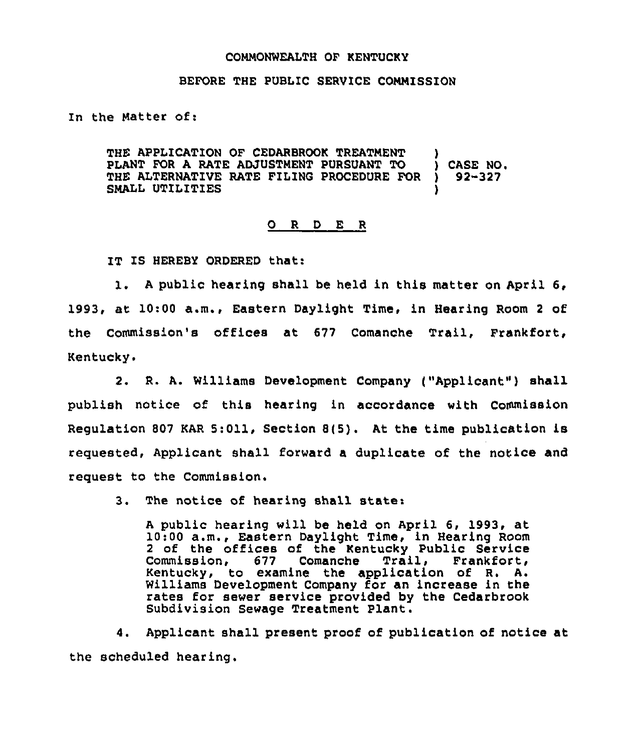COMMONWEALTH OF KENTUCKY

BEFORE THE PUBLIC SERVICE COMMISSION

In the Matter of:

THE APPLICATION OF CEDARBROOK TREATMENT PLANT FOR A RATE ADJUSTMENT PURSUANT TO THE ALTERNATIVE RATE FILING PROCEDURE FOR SMALL UTILITIES ) CASE NO. 92-327

O R D E R

IT IS HEREBY ORDERED that:

1. A public hearing shall be held in this matter on April 6, 1993, at 10:00 a.m., Eastern Daylight Time, in Hearing Room 2 of the Commission's offices at 677 Comanche Trail, Frankfort, Kentucky.

2. R. A. Williams Development Company ("Applicant") shall publish notice of this hearing in accordance with Commission Regulation 807 KAR 5:011, Section 8(5). At the time publication is requested, Applicant shall forward a duplicate of the notice and request to the Commission.

3. The notice of hearing shall state:

> A public hearing will be held on April 6, 1993, at 10:00 a.m., Eastern Daylight Time, in Hearing Room 2 of the offices of the Kentucky Public Service Commission, 677 Comanche Trail, Frankfort, Kentucky, to examine the application of R. A. Williams Development Company for an increase in the rates for sewer service provided by the Cedarbrook Subdivision Sewage Treatment Plant.

4. Applicant shall present proof of publication of notice at the scheduled hearing.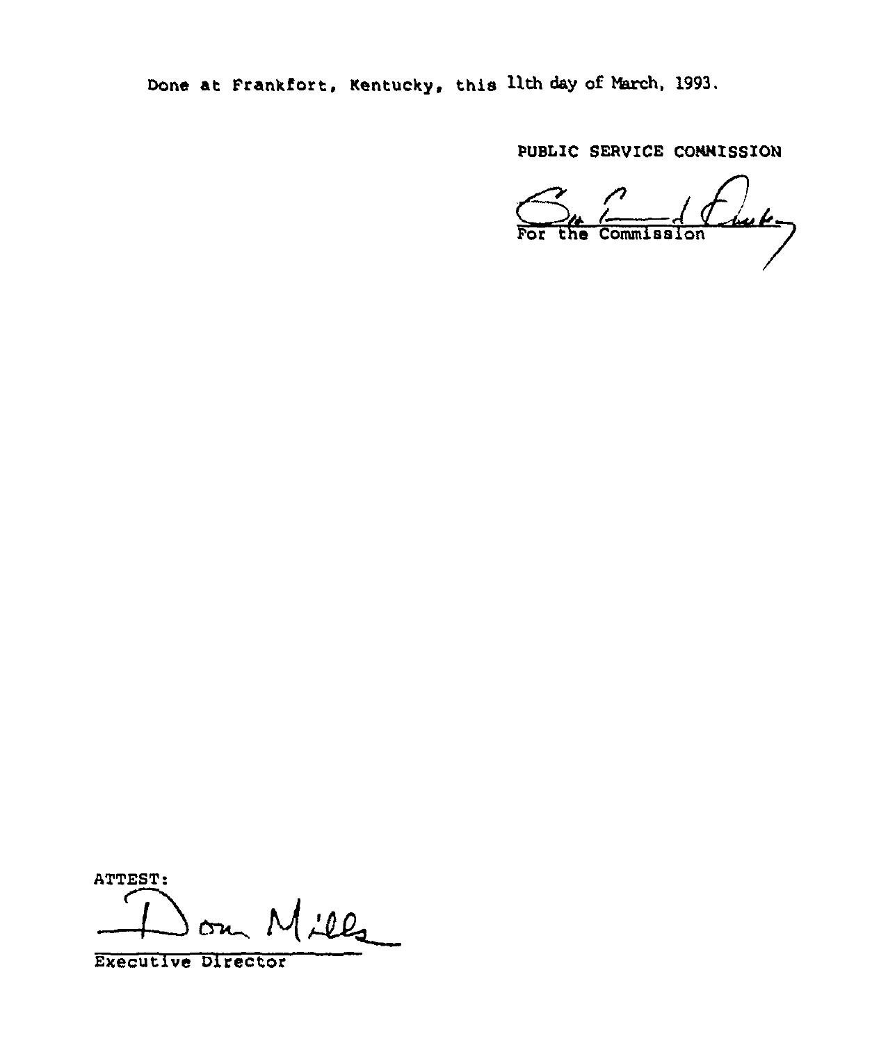Done at Frankfort, Kentucky, this 11th day of March, 1993.

PUBLIC SERVICE COMMISSION

For the Commission

ATTEST:

Executive Director